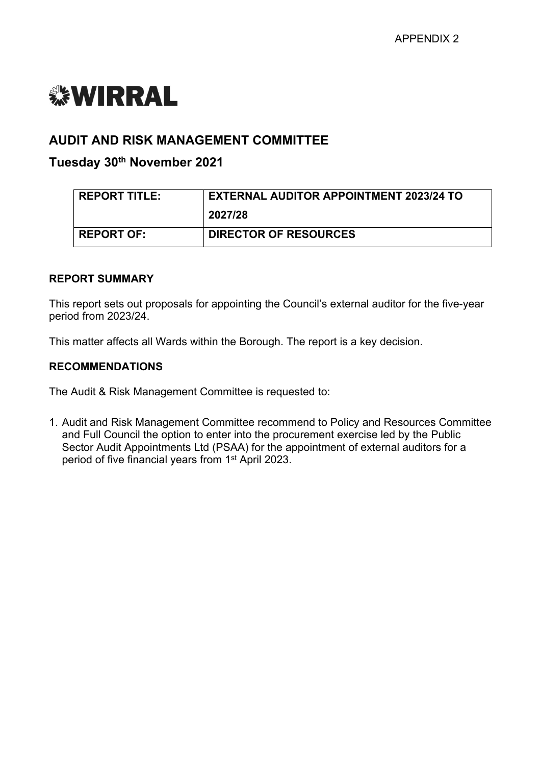APPENDIX 2

WIRRAL

## AUDIT AND RISK MANAGEMENT COMMITTEE

### Tuesday 30th November 2021

| REPORT TITLE: | EXTERNAL AUDITOR APPOINTMENT 2023/24 TO 2027/28 |
|---|---|
| REPORT OF: | DIRECTOR OF RESOURCES |

**REPORT SUMMARY**

This report sets out proposals for appointing the Council's external auditor for the five-year period from 2023/24.

This matter affects all Wards within the Borough. The report is a key decision.

**RECOMMENDATIONS**

The Audit & Risk Management Committee is requested to:

1. Audit and Risk Management Committee recommend to Policy and Resources Committee and Full Council the option to enter into the procurement exercise led by the Public Sector Audit Appointments Ltd (PSAA) for the appointment of external auditors for a period of five financial years from 1st April 2023.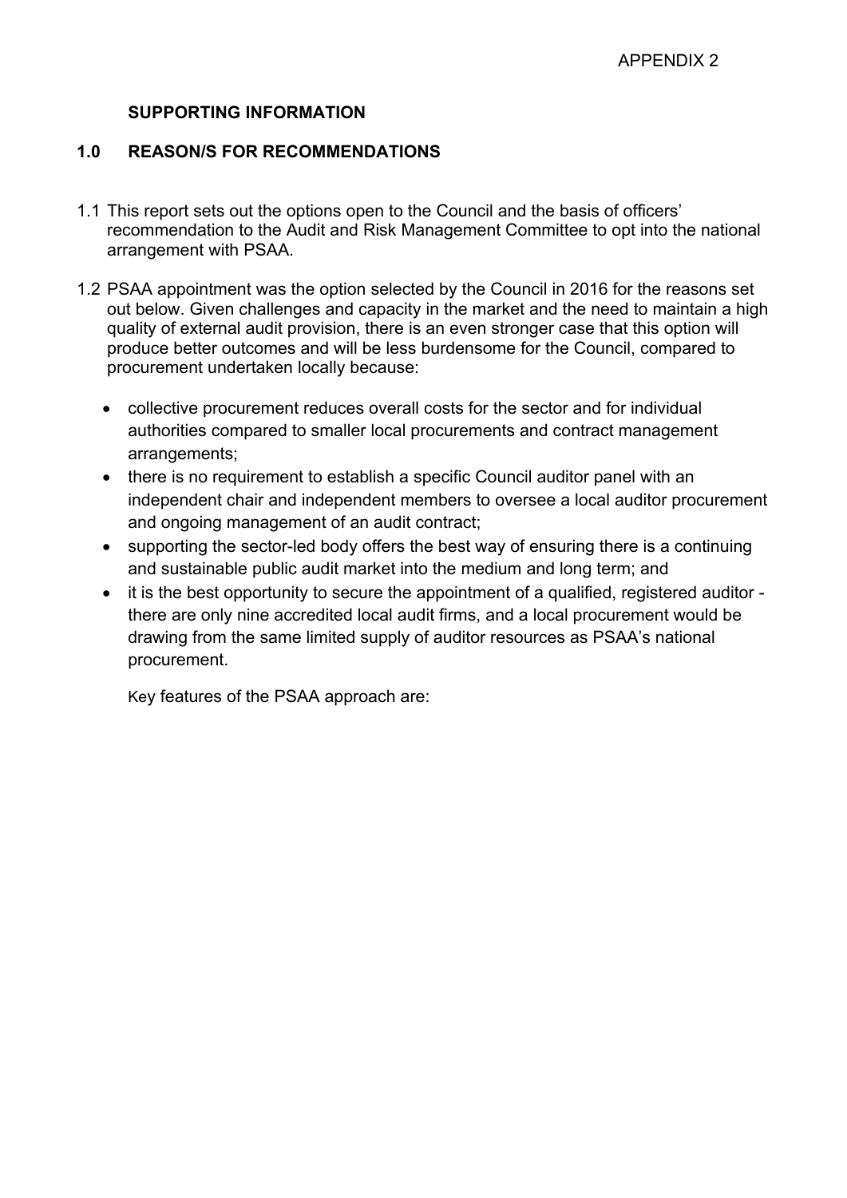APPENDIX 2

**SUPPORTING INFORMATION**

## 1.0 REASON/S FOR RECOMMENDATIONS

1.1 This report sets out the options open to the Council and the basis of officers' recommendation to the Audit and Risk Management Committee to opt into the national arrangement with PSAA.

1.2 PSAA appointment was the option selected by the Council in 2016 for the reasons set out below. Given challenges and capacity in the market and the need to maintain a high quality of external audit provision, there is an even stronger case that this option will produce better outcomes and will be less burdensome for the Council, compared to procurement undertaken locally because:

- collective procurement reduces overall costs for the sector and for individual authorities compared to smaller local procurements and contract management arrangements;
- there is no requirement to establish a specific Council auditor panel with an independent chair and independent members to oversee a local auditor procurement and ongoing management of an audit contract;
- supporting the sector-led body offers the best way of ensuring there is a continuing and sustainable public audit market into the medium and long term; and
- it is the best opportunity to secure the appointment of a qualified, registered auditor - there are only nine accredited local audit firms, and a local procurement would be drawing from the same limited supply of auditor resources as PSAA's national procurement.

Key features of the PSAA approach are: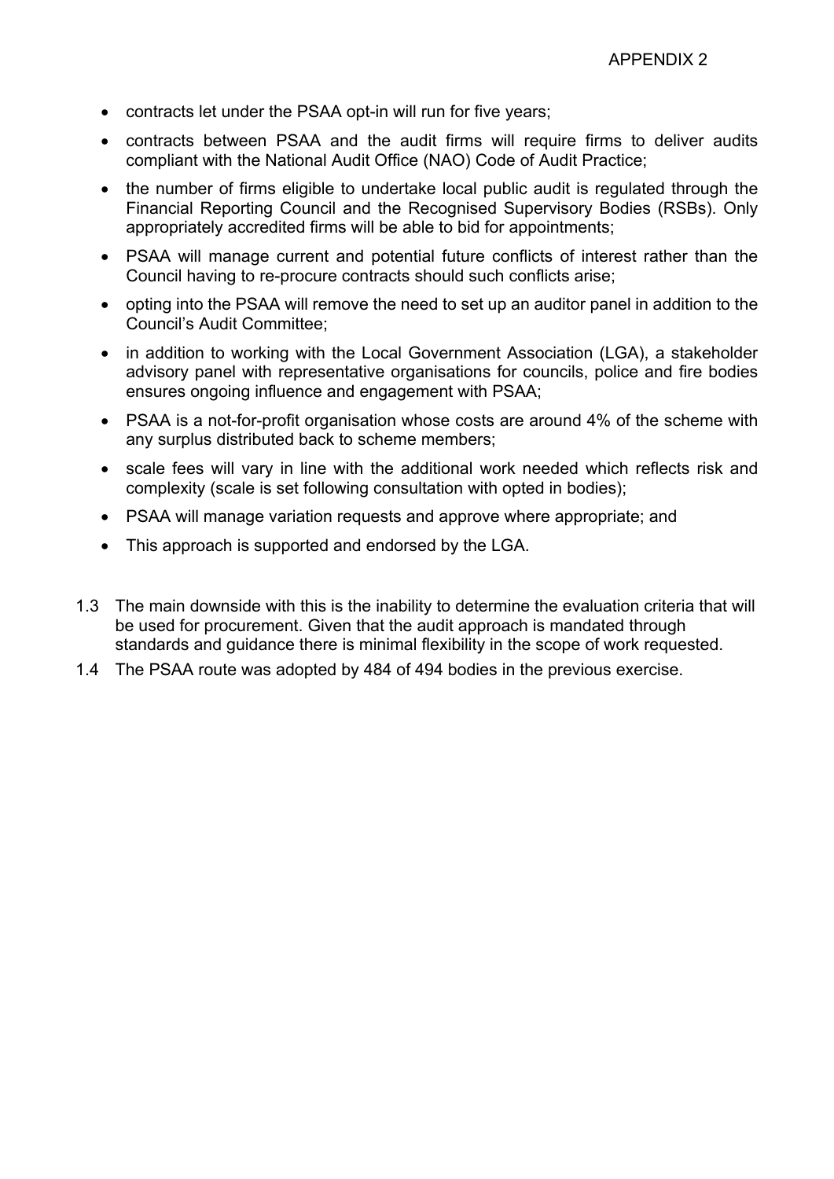- contracts let under the PSAA opt-in will run for five years;
- contracts between PSAA and the audit firms will require firms to deliver audits compliant with the National Audit Office (NAO) Code of Audit Practice;
- the number of firms eligible to undertake local public audit is regulated through the Financial Reporting Council and the Recognised Supervisory Bodies (RSBs). Only appropriately accredited firms will be able to bid for appointments;
- PSAA will manage current and potential future conflicts of interest rather than the Council having to re-procure contracts should such conflicts arise;
- opting into the PSAA will remove the need to set up an auditor panel in addition to the Council's Audit Committee;
- in addition to working with the Local Government Association (LGA), a stakeholder advisory panel with representative organisations for councils, police and fire bodies ensures ongoing influence and engagement with PSAA;
- PSAA is a not-for-profit organisation whose costs are around 4% of the scheme with any surplus distributed back to scheme members;
- scale fees will vary in line with the additional work needed which reflects risk and complexity (scale is set following consultation with opted in bodies);
- PSAA will manage variation requests and approve where appropriate; and
- This approach is supported and endorsed by the LGA.

1.3 The main downside with this is the inability to determine the evaluation criteria that will be used for procurement. Given that the audit approach is mandated through standards and guidance there is minimal flexibility in the scope of work requested.

1.4 The PSAA route was adopted by 484 of 494 bodies in the previous exercise.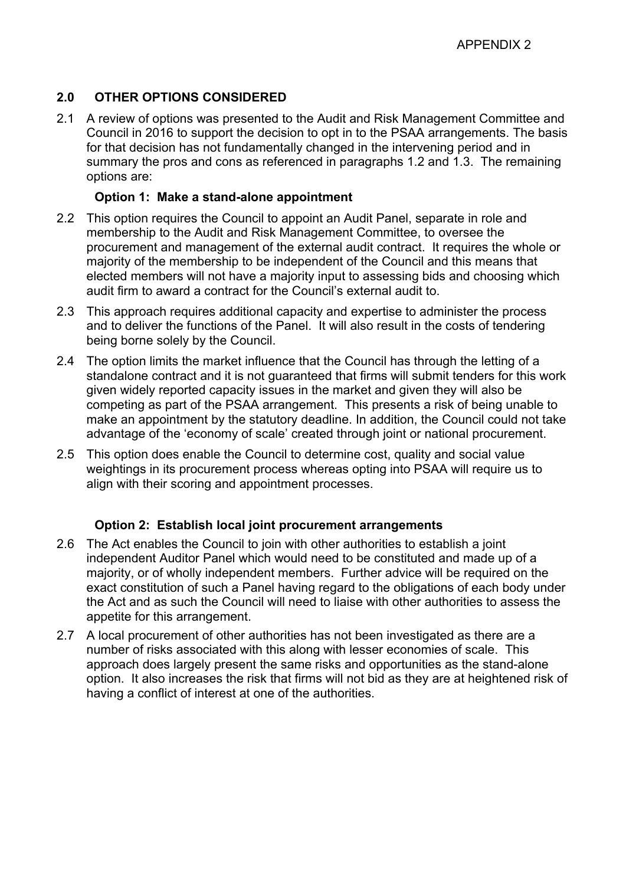APPENDIX 2

## 2.0 OTHER OPTIONS CONSIDERED

2.1 A review of options was presented to the Audit and Risk Management Committee and Council in 2016 to support the decision to opt in to the PSAA arrangements. The basis for that decision has not fundamentally changed in the intervening period and in summary the pros and cons as referenced in paragraphs 1.2 and 1.3. The remaining options are:

### Option 1: Make a stand-alone appointment

2.2 This option requires the Council to appoint an Audit Panel, separate in role and membership to the Audit and Risk Management Committee, to oversee the procurement and management of the external audit contract. It requires the whole or majority of the membership to be independent of the Council and this means that elected members will not have a majority input to assessing bids and choosing which audit firm to award a contract for the Council's external audit to.

2.3 This approach requires additional capacity and expertise to administer the process and to deliver the functions of the Panel. It will also result in the costs of tendering being borne solely by the Council.

2.4 The option limits the market influence that the Council has through the letting of a standalone contract and it is not guaranteed that firms will submit tenders for this work given widely reported capacity issues in the market and given they will also be competing as part of the PSAA arrangement. This presents a risk of being unable to make an appointment by the statutory deadline. In addition, the Council could not take advantage of the 'economy of scale' created through joint or national procurement.

2.5 This option does enable the Council to determine cost, quality and social value weightings in its procurement process whereas opting into PSAA will require us to align with their scoring and appointment processes.

### Option 2: Establish local joint procurement arrangements

2.6 The Act enables the Council to join with other authorities to establish a joint independent Auditor Panel which would need to be constituted and made up of a majority, or of wholly independent members. Further advice will be required on the exact constitution of such a Panel having regard to the obligations of each body under the Act and as such the Council will need to liaise with other authorities to assess the appetite for this arrangement.

2.7 A local procurement of other authorities has not been investigated as there are a number of risks associated with this along with lesser economies of scale. This approach does largely present the same risks and opportunities as the stand-alone option. It also increases the risk that firms will not bid as they are at heightened risk of having a conflict of interest at one of the authorities.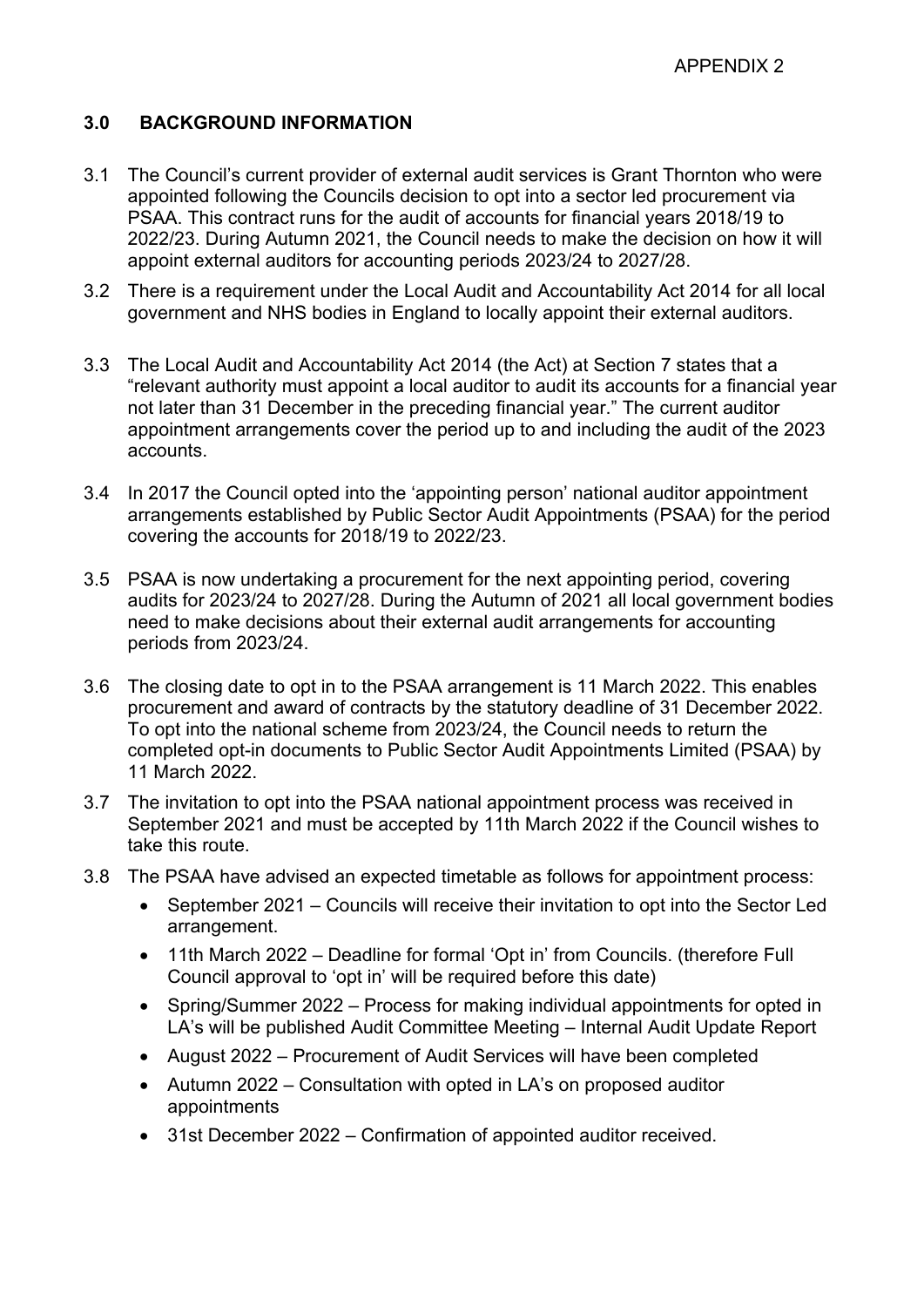APPENDIX 2

## 3.0 BACKGROUND INFORMATION

3.1 The Council's current provider of external audit services is Grant Thornton who were appointed following the Councils decision to opt into a sector led procurement via PSAA. This contract runs for the audit of accounts for financial years 2018/19 to 2022/23. During Autumn 2021, the Council needs to make the decision on how it will appoint external auditors for accounting periods 2023/24 to 2027/28.

3.2 There is a requirement under the Local Audit and Accountability Act 2014 for all local government and NHS bodies in England to locally appoint their external auditors.

3.3 The Local Audit and Accountability Act 2014 (the Act) at Section 7 states that a "relevant authority must appoint a local auditor to audit its accounts for a financial year not later than 31 December in the preceding financial year." The current auditor appointment arrangements cover the period up to and including the audit of the 2023 accounts.

3.4 In 2017 the Council opted into the 'appointing person' national auditor appointment arrangements established by Public Sector Audit Appointments (PSAA) for the period covering the accounts for 2018/19 to 2022/23.

3.5 PSAA is now undertaking a procurement for the next appointing period, covering audits for 2023/24 to 2027/28. During the Autumn of 2021 all local government bodies need to make decisions about their external audit arrangements for accounting periods from 2023/24.

3.6 The closing date to opt in to the PSAA arrangement is 11 March 2022. This enables procurement and award of contracts by the statutory deadline of 31 December 2022. To opt into the national scheme from 2023/24, the Council needs to return the completed opt-in documents to Public Sector Audit Appointments Limited (PSAA) by 11 March 2022.

3.7 The invitation to opt into the PSAA national appointment process was received in September 2021 and must be accepted by 11th March 2022 if the Council wishes to take this route.

3.8 The PSAA have advised an expected timetable as follows for appointment process:

- September 2021 – Councils will receive their invitation to opt into the Sector Led arrangement.
- 11th March 2022 – Deadline for formal 'Opt in' from Councils. (therefore Full Council approval to 'opt in' will be required before this date)
- Spring/Summer 2022 – Process for making individual appointments for opted in LA's will be published Audit Committee Meeting – Internal Audit Update Report
- August 2022 – Procurement of Audit Services will have been completed
- Autumn 2022 – Consultation with opted in LA's on proposed auditor appointments
- 31st December 2022 – Confirmation of appointed auditor received.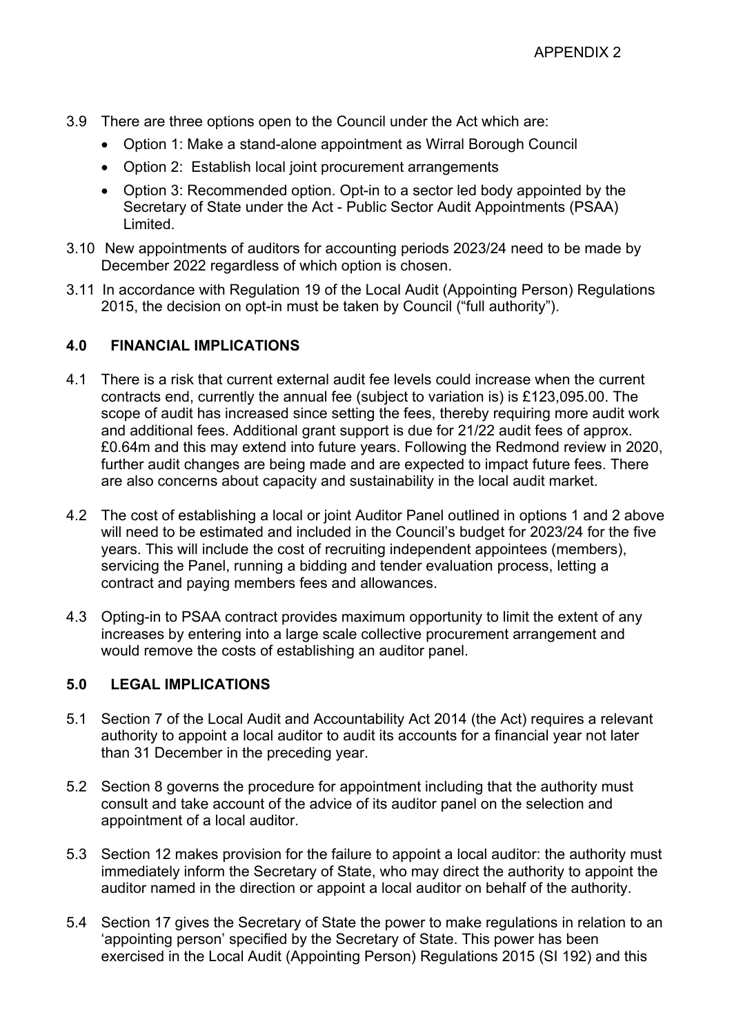3.9 There are three options open to the Council under the Act which are:

- Option 1: Make a stand-alone appointment as Wirral Borough Council
- Option 2: Establish local joint procurement arrangements
- Option 3: Recommended option. Opt-in to a sector led body appointed by the Secretary of State under the Act - Public Sector Audit Appointments (PSAA) Limited.

3.10 New appointments of auditors for accounting periods 2023/24 need to be made by December 2022 regardless of which option is chosen.

3.11 In accordance with Regulation 19 of the Local Audit (Appointing Person) Regulations 2015, the decision on opt-in must be taken by Council ("full authority").

## 4.0 FINANCIAL IMPLICATIONS

4.1 There is a risk that current external audit fee levels could increase when the current contracts end, currently the annual fee (subject to variation is) is £123,095.00. The scope of audit has increased since setting the fees, thereby requiring more audit work and additional fees. Additional grant support is due for 21/22 audit fees of approx. £0.64m and this may extend into future years. Following the Redmond review in 2020, further audit changes are being made and are expected to impact future fees. There are also concerns about capacity and sustainability in the local audit market.

4.2 The cost of establishing a local or joint Auditor Panel outlined in options 1 and 2 above will need to be estimated and included in the Council's budget for 2023/24 for the five years. This will include the cost of recruiting independent appointees (members), servicing the Panel, running a bidding and tender evaluation process, letting a contract and paying members fees and allowances.

4.3 Opting-in to PSAA contract provides maximum opportunity to limit the extent of any increases by entering into a large scale collective procurement arrangement and would remove the costs of establishing an auditor panel.

## 5.0 LEGAL IMPLICATIONS

5.1 Section 7 of the Local Audit and Accountability Act 2014 (the Act) requires a relevant authority to appoint a local auditor to audit its accounts for a financial year not later than 31 December in the preceding year.

5.2 Section 8 governs the procedure for appointment including that the authority must consult and take account of the advice of its auditor panel on the selection and appointment of a local auditor.

5.3 Section 12 makes provision for the failure to appoint a local auditor: the authority must immediately inform the Secretary of State, who may direct the authority to appoint the auditor named in the direction or appoint a local auditor on behalf of the authority.

5.4 Section 17 gives the Secretary of State the power to make regulations in relation to an 'appointing person' specified by the Secretary of State. This power has been exercised in the Local Audit (Appointing Person) Regulations 2015 (SI 192) and this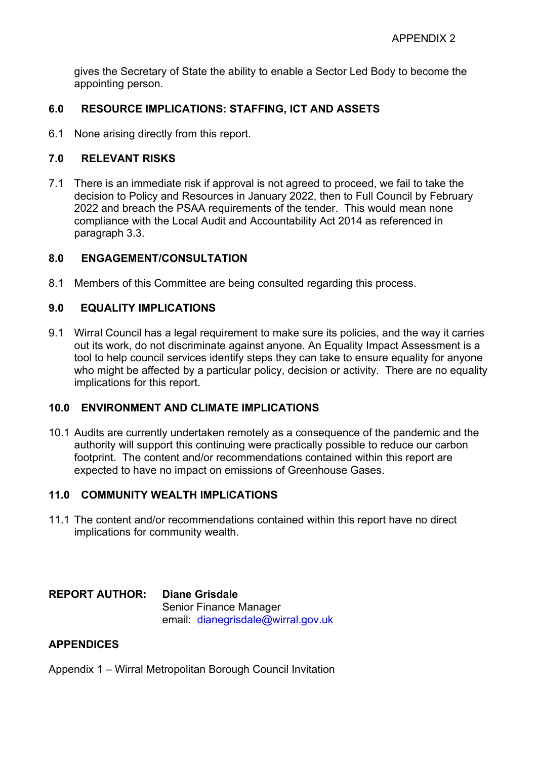gives the Secretary of State the ability to enable a Sector Led Body to become the appointing person.

## 6.0 RESOURCE IMPLICATIONS: STAFFING, ICT AND ASSETS

6.1 None arising directly from this report.

## 7.0 RELEVANT RISKS

7.1 There is an immediate risk if approval is not agreed to proceed, we fail to take the decision to Policy and Resources in January 2022, then to Full Council by February 2022 and breach the PSAA requirements of the tender. This would mean none compliance with the Local Audit and Accountability Act 2014 as referenced in paragraph 3.3.

## 8.0 ENGAGEMENT/CONSULTATION

8.1 Members of this Committee are being consulted regarding this process.

## 9.0 EQUALITY IMPLICATIONS

9.1 Wirral Council has a legal requirement to make sure its policies, and the way it carries out its work, do not discriminate against anyone. An Equality Impact Assessment is a tool to help council services identify steps they can take to ensure equality for anyone who might be affected by a particular policy, decision or activity. There are no equality implications for this report.

## 10.0 ENVIRONMENT AND CLIMATE IMPLICATIONS

10.1 Audits are currently undertaken remotely as a consequence of the pandemic and the authority will support this continuing were practically possible to reduce our carbon footprint. The content and/or recommendations contained within this report are expected to have no impact on emissions of Greenhouse Gases.

## 11.0 COMMUNITY WEALTH IMPLICATIONS

11.1 The content and/or recommendations contained within this report have no direct implications for community wealth.

**REPORT AUTHOR:** **Diane Grisdale**
Senior Finance Manager
email: dianegrisdale@wirral.gov.uk

## APPENDICES

Appendix 1 – Wirral Metropolitan Borough Council Invitation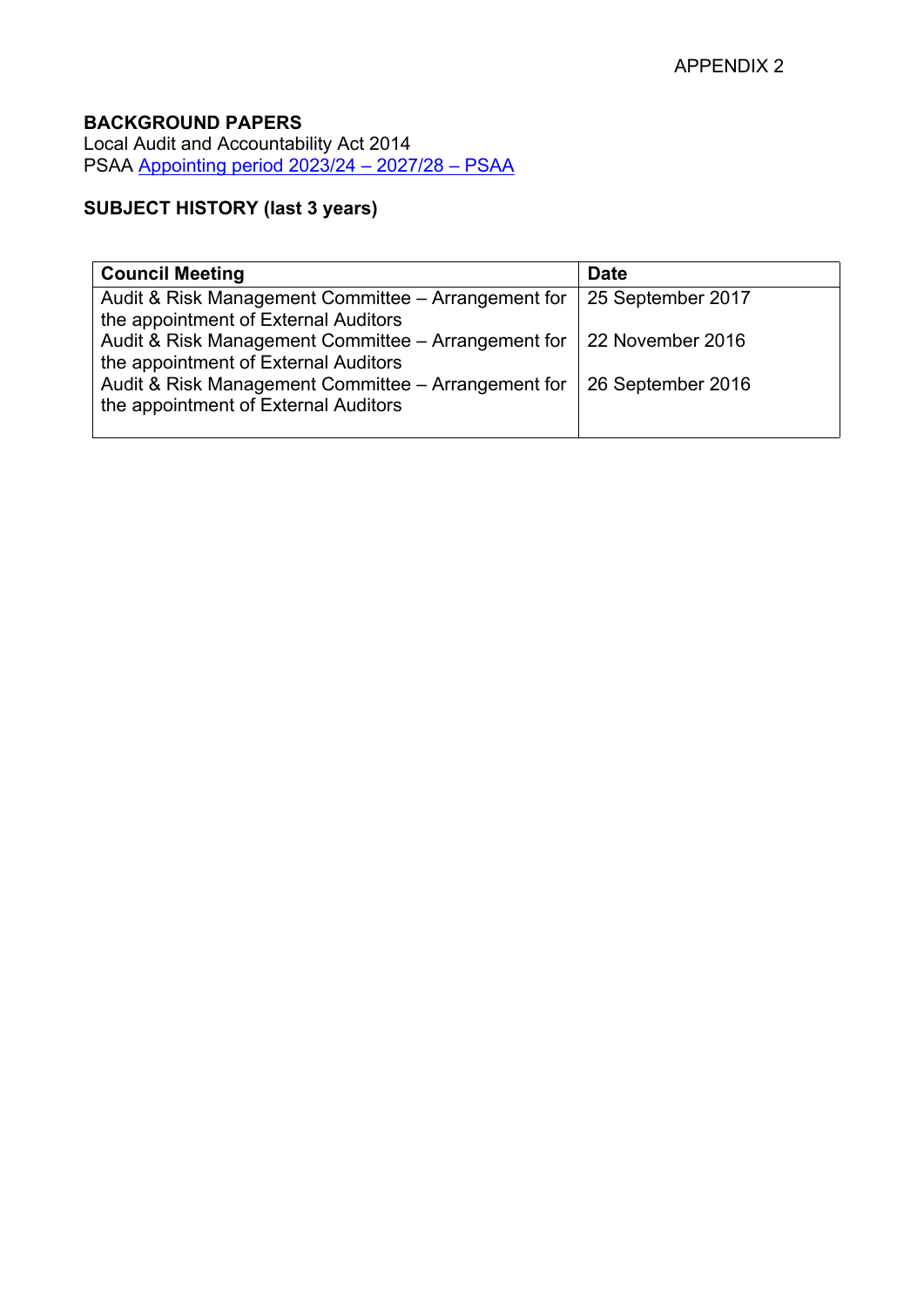APPENDIX 2

**BACKGROUND PAPERS**
Local Audit and Accountability Act 2014
PSAA Appointing period 2023/24 – 2027/28 – PSAA

**SUBJECT HISTORY (last 3 years)**

| Council Meeting | Date |
|---|---|
| Audit & Risk Management Committee – Arrangement for the appointment of External Auditors | 25 September 2017 |
| Audit & Risk Management Committee – Arrangement for the appointment of External Auditors | 22 November 2016 |
| Audit & Risk Management Committee – Arrangement for the appointment of External Auditors | 26 September 2016 |